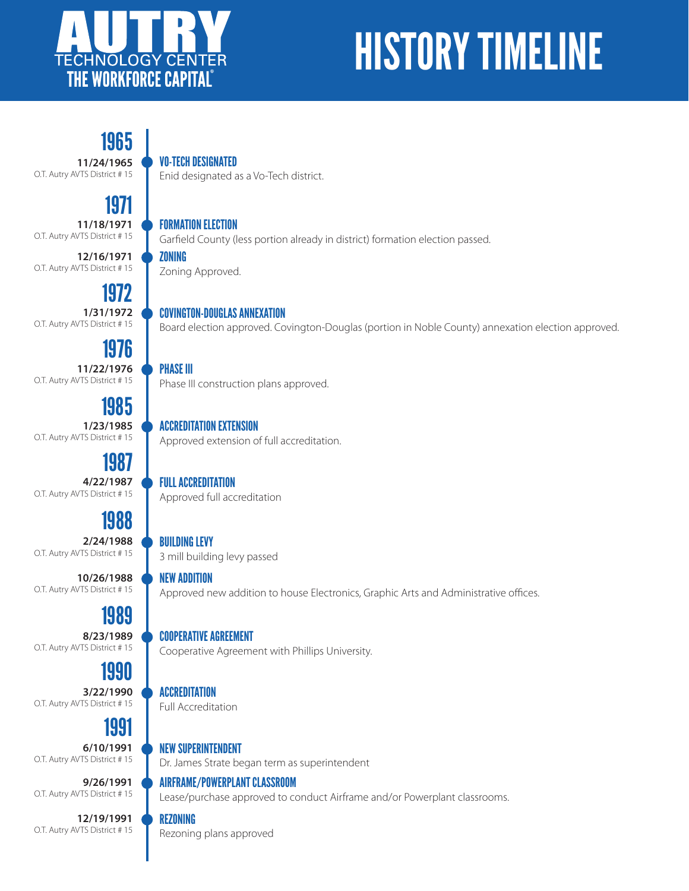# AUTRY TECHNOLOGY CENTER

**THE WORKFORCE CAPITAL®**

# HISTORY TIMELINE

## 1965

**11/24/1965**
O.T. Autry AVTS District # 15

### VO-TECH DESIGNATED

Enid designated as a Vo-Tech district.

## 1971

**11/18/1971**
O.T. Autry AVTS District # 15

### FORMATION ELECTION

Garfield County (less portion already in district) formation election passed.

**12/16/1971**
O.T. Autry AVTS District # 15

### ZONING

Zoning Approved.

## 1972

**1/31/1972**
O.T. Autry AVTS District # 15

### COVINGTON-DOUGLAS ANNEXATION

Board election approved. Covington-Douglas (portion in Noble County) annexation election approved.

## 1976

**11/22/1976**
O.T. Autry AVTS District # 15

### PHASE III

Phase III construction plans approved.

## 1985

**1/23/1985**
O.T. Autry AVTS District # 15

### ACCREDITATION EXTENSION

Approved extension of full accreditation.

## 1987

**4/22/1987**
O.T. Autry AVTS District # 15

### FULL ACCREDITATION

Approved full accreditation

## 1988

**2/24/1988**
O.T. Autry AVTS District # 15

### BUILDING LEVY

3 mill building levy passed

**10/26/1988**
O.T. Autry AVTS District # 15

### NEW ADDITION

Approved new addition to house Electronics, Graphic Arts and Administrative offices.

## 1989

**8/23/1989**
O.T. Autry AVTS District # 15

### COOPERATIVE AGREEMENT

Cooperative Agreement with Phillips University.

## 1990

**3/22/1990**
O.T. Autry AVTS District # 15

### ACCREDITATION

Full Accreditation

## 1991

**6/10/1991**
O.T. Autry AVTS District # 15

### NEW SUPERINTENDENT

Dr. James Strate began term as superintendent

**9/26/1991**
O.T. Autry AVTS District # 15

### AIRFRAME/POWERPLANT CLASSROOM

Lease/purchase approved to conduct Airframe and/or Powerplant classrooms.

**12/19/1991**
O.T. Autry AVTS District # 15

### REZONING

Rezoning plans approved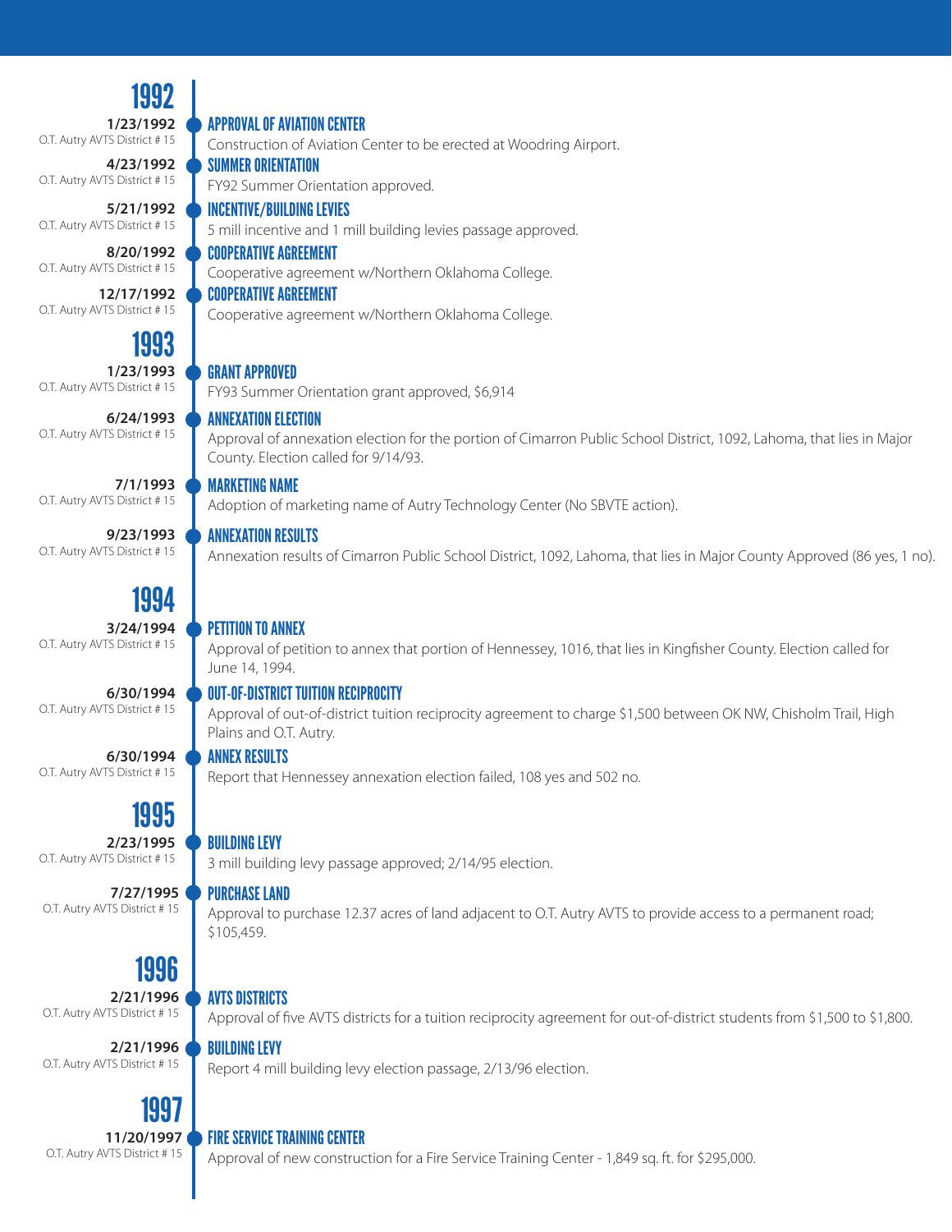## 1992

**1/23/1992**
O.T. Autry AVTS District # 15

### APPROVAL OF AVIATION CENTER

Construction of Aviation Center to be erected at Woodring Airport.

**4/23/1992**
O.T. Autry AVTS District # 15

### SUMMER ORIENTATION

FY92 Summer Orientation approved.

**5/21/1992**
O.T. Autry AVTS District # 15

### INCENTIVE/BUILDING LEVIES

5 mill incentive and 1 mill building levies passage approved.

**8/20/1992**
O.T. Autry AVTS District # 15

### COOPERATIVE AGREEMENT

Cooperative agreement w/Northern Oklahoma College.

**12/17/1992**
O.T. Autry AVTS District # 15

### COOPERATIVE AGREEMENT

Cooperative agreement w/Northern Oklahoma College.

## 1993

**1/23/1993**
O.T. Autry AVTS District # 15

### GRANT APPROVED

FY93 Summer Orientation grant approved, $6,914

**6/24/1993**
O.T. Autry AVTS District # 15

### ANNEXATION ELECTION

Approval of annexation election for the portion of Cimarron Public School District, 1092, Lahoma, that lies in Major County. Election called for 9/14/93.

**7/1/1993**
O.T. Autry AVTS District # 15

### MARKETING NAME

Adoption of marketing name of Autry Technology Center (No SBVTE action).

**9/23/1993**
O.T. Autry AVTS District # 15

### ANNEXATION RESULTS

Annexation results of Cimarron Public School District, 1092, Lahoma, that lies in Major County Approved (86 yes, 1 no).

## 1994

**3/24/1994**
O.T. Autry AVTS District # 15

### PETITION TO ANNEX

Approval of petition to annex that portion of Hennessey, 1016, that lies in Kingfisher County. Election called for June 14, 1994.

**6/30/1994**
O.T. Autry AVTS District # 15

### OUT-OF-DISTRICT TUITION RECIPROCITY

Approval of out-of-district tuition reciprocity agreement to charge $1,500 between OK NW, Chisholm Trail, High Plains and O.T. Autry.

**6/30/1994**
O.T. Autry AVTS District # 15

### ANNEX RESULTS

Report that Hennessey annexation election failed, 108 yes and 502 no.

## 1995

**2/23/1995**
O.T. Autry AVTS District # 15

### BUILDING LEVY

3 mill building levy passage approved; 2/14/95 election.

**7/27/1995**
O.T. Autry AVTS District # 15

### PURCHASE LAND

Approval to purchase 12.37 acres of land adjacent to O.T. Autry AVTS to provide access to a permanent road; $105,459.

## 1996

**2/21/1996**
O.T. Autry AVTS District # 15

### AVTS DISTRICTS

Approval of five AVTS districts for a tuition reciprocity agreement for out-of-district students from $1,500 to $1,800.

**2/21/1996**
O.T. Autry AVTS District # 15

### BUILDING LEVY

Report 4 mill building levy election passage, 2/13/96 election.

## 1997

**11/20/1997**
O.T. Autry AVTS District # 15

### FIRE SERVICE TRAINING CENTER

Approval of new construction for a Fire Service Training Center - 1,849 sq. ft. for $295,000.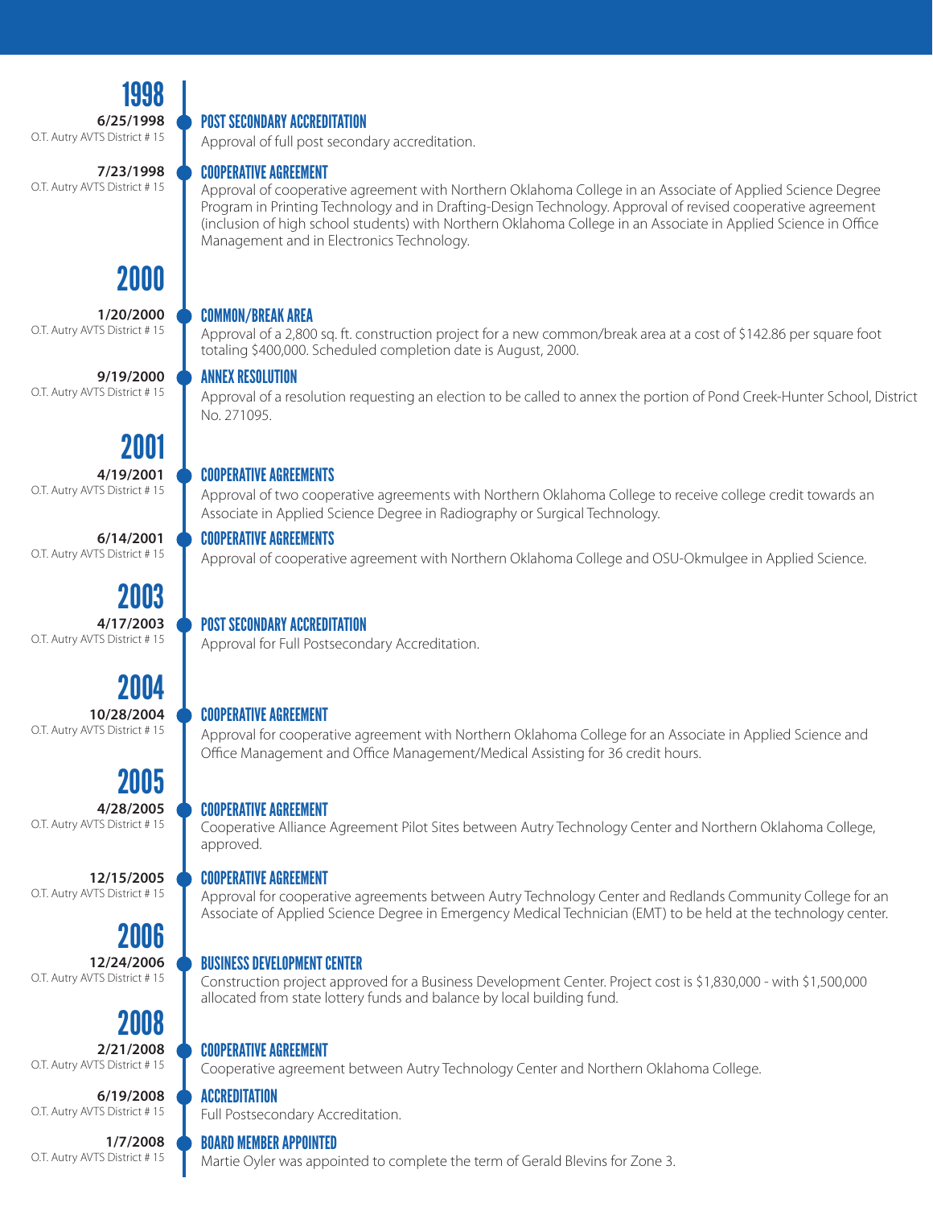## 1998

**6/25/1998**
O.T. Autry AVTS District # 15

### POST SECONDARY ACCREDITATION

Approval of full post secondary accreditation.

**7/23/1998**
O.T. Autry AVTS District # 15

### COOPERATIVE AGREEMENT

Approval of cooperative agreement with Northern Oklahoma College in an Associate of Applied Science Degree Program in Printing Technology and in Drafting-Design Technology. Approval of revised cooperative agreement (inclusion of high school students) with Northern Oklahoma College in an Associate in Applied Science in Office Management and in Electronics Technology.

## 2000

**1/20/2000**
O.T. Autry AVTS District # 15

### COMMON/BREAK AREA

Approval of a 2,800 sq. ft. construction project for a new common/break area at a cost of $142.86 per square foot totaling $400,000. Scheduled completion date is August, 2000.

**9/19/2000**
O.T. Autry AVTS District # 15

### ANNEX RESOLUTION

Approval of a resolution requesting an election to be called to annex the portion of Pond Creek-Hunter School, District No. 271095.

## 2001

**4/19/2001**
O.T. Autry AVTS District # 15

### COOPERATIVE AGREEMENTS

Approval of two cooperative agreements with Northern Oklahoma College to receive college credit towards an Associate in Applied Science Degree in Radiography or Surgical Technology.

**6/14/2001**
O.T. Autry AVTS District # 15

### COOPERATIVE AGREEMENTS

Approval of cooperative agreement with Northern Oklahoma College and OSU-Okmulgee in Applied Science.

## 2003

**4/17/2003**
O.T. Autry AVTS District # 15

### POST SECONDARY ACCREDITATION

Approval for Full Postsecondary Accreditation.

## 2004

**10/28/2004**
O.T. Autry AVTS District # 15

### COOPERATIVE AGREEMENT

Approval for cooperative agreement with Northern Oklahoma College for an Associate in Applied Science and Office Management and Office Management/Medical Assisting for 36 credit hours.

## 2005

**4/28/2005**
O.T. Autry AVTS District # 15

### COOPERATIVE AGREEMENT

Cooperative Alliance Agreement Pilot Sites between Autry Technology Center and Northern Oklahoma College, approved.

**12/15/2005**
O.T. Autry AVTS District # 15

### COOPERATIVE AGREEMENT

Approval for cooperative agreements between Autry Technology Center and Redlands Community College for an Associate of Applied Science Degree in Emergency Medical Technician (EMT) to be held at the technology center.

## 2006

**12/24/2006**
O.T. Autry AVTS District # 15

### BUSINESS DEVELOPMENT CENTER

Construction project approved for a Business Development Center. Project cost is $1,830,000 - with $1,500,000 allocated from state lottery funds and balance by local building fund.

## 2008

**2/21/2008**
O.T. Autry AVTS District # 15

### COOPERATIVE AGREEMENT

Cooperative agreement between Autry Technology Center and Northern Oklahoma College.

**6/19/2008**
O.T. Autry AVTS District # 15

### ACCREDITATION

Full Postsecondary Accreditation.

**1/7/2008**
O.T. Autry AVTS District # 15

### BOARD MEMBER APPOINTED

Martie Oyler was appointed to complete the term of Gerald Blevins for Zone 3.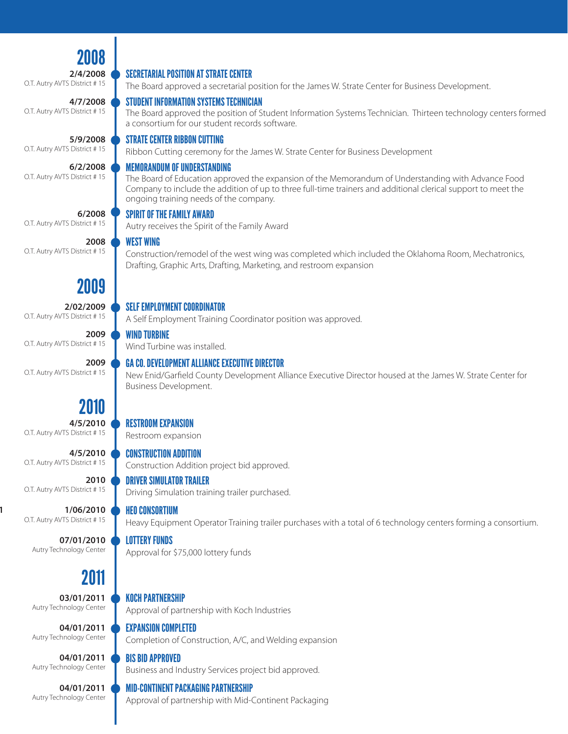## 2008

**2/4/2008**
O.T. Autry AVTS District # 15

### SECRETARIAL POSITION AT STRATE CENTER

The Board approved a secretarial position for the James W. Strate Center for Business Development.

**4/7/2008**
O.T. Autry AVTS District # 15

### STUDENT INFORMATION SYSTEMS TECHNICIAN

The Board approved the position of Student Information Systems Technician. Thirteen technology centers formed a consortium for our student records software.

**5/9/2008**
O.T. Autry AVTS District # 15

### STRATE CENTER RIBBON CUTTING

Ribbon Cutting ceremony for the James W. Strate Center for Business Development

**6/2/2008**
O.T. Autry AVTS District # 15

### MEMORANDUM OF UNDERSTANDING

The Board of Education approved the expansion of the Memorandum of Understanding with Advance Food Company to include the addition of up to three full-time trainers and additional clerical support to meet the ongoing training needs of the company.

**6/2008**
O.T. Autry AVTS District # 15

### SPIRIT OF THE FAMILY AWARD

Autry receives the Spirit of the Family Award

**2008**
O.T. Autry AVTS District # 15

### WEST WING

Construction/remodel of the west wing was completed which included the Oklahoma Room, Mechatronics, Drafting, Graphic Arts, Drafting, Marketing, and restroom expansion

## 2009

**2/02/2009**
O.T. Autry AVTS District # 15

### SELF EMPLOYMENT COORDINATOR

A Self Employment Training Coordinator position was approved.

**2009**
O.T. Autry AVTS District # 15

### WIND TURBINE

Wind Turbine was installed.

**2009**
O.T. Autry AVTS District # 15

### GA CO. DEVELOPMENT ALLIANCE EXECUTIVE DIRECTOR

New Enid/Garfield County Development Alliance Executive Director housed at the James W. Strate Center for Business Development.

## 2010

**4/5/2010**
O.T. Autry AVTS District # 15

### RESTROOM EXPANSION

Restroom expansion

**4/5/2010**
O.T. Autry AVTS District # 15

### CONSTRUCTION ADDITION

Construction Addition project bid approved.

**2010**
O.T. Autry AVTS District # 15

### DRIVER SIMULATOR TRAILER

Driving Simulation training trailer purchased.

**1/06/2010**
O.T. Autry AVTS District # 15

### HEO CONSORTIUM

Heavy Equipment Operator Training trailer purchases with a total of 6 technology centers forming a consortium.

**07/01/2010**
Autry Technology Center

### LOTTERY FUNDS

Approval for $75,000 lottery funds

## 2011

**03/01/2011**
Autry Technology Center

### KOCH PARTNERSHIP

Approval of partnership with Koch Industries

**04/01/2011**
Autry Technology Center

### EXPANSION COMPLETED

Completion of Construction, A/C, and Welding expansion

**04/01/2011**
Autry Technology Center

### BIS BID APPROVED

Business and Industry Services project bid approved.

**04/01/2011**
Autry Technology Center

### MID-CONTINENT PACKAGING PARTNERSHIP

Approval of partnership with Mid-Continent Packaging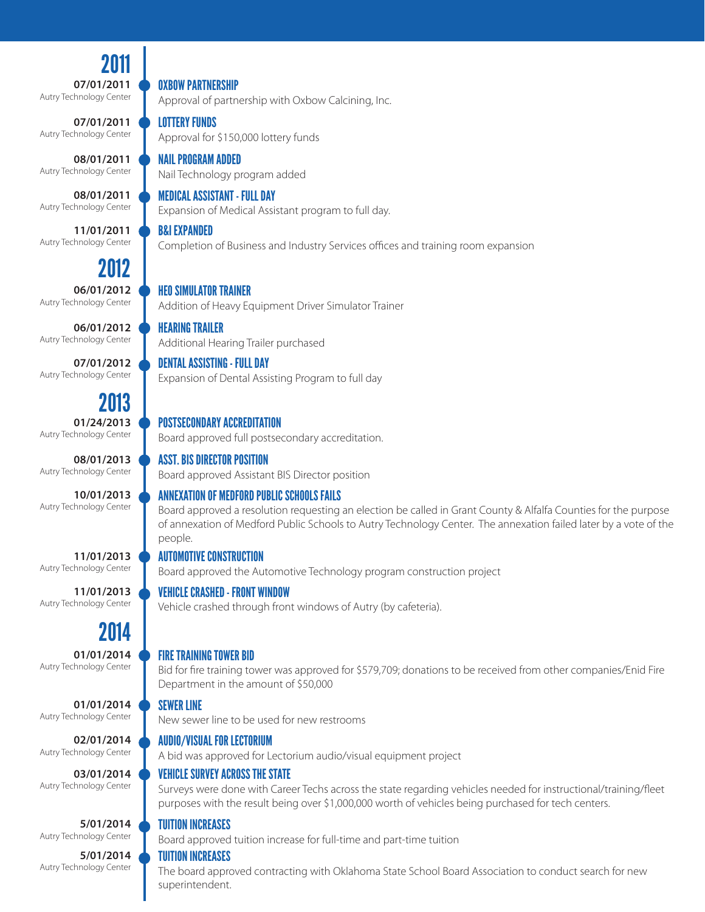## 2011

**07/01/2011**
Autry Technology Center

### OXBOW PARTNERSHIP

Approval of partnership with Oxbow Calcining, Inc.

**07/01/2011**
Autry Technology Center

### LOTTERY FUNDS

Approval for $150,000 lottery funds

**08/01/2011**
Autry Technology Center

### NAIL PROGRAM ADDED

Nail Technology program added

**08/01/2011**
Autry Technology Center

### MEDICAL ASSISTANT - FULL DAY

Expansion of Medical Assistant program to full day.

**11/01/2011**
Autry Technology Center

### B&I EXPANDED

Completion of Business and Industry Services offices and training room expansion

## 2012

**06/01/2012**
Autry Technology Center

### HEO SIMULATOR TRAINER

Addition of Heavy Equipment Driver Simulator Trainer

**06/01/2012**
Autry Technology Center

### HEARING TRAILER

Additional Hearing Trailer purchased

**07/01/2012**
Autry Technology Center

### DENTAL ASSISTING - FULL DAY

Expansion of Dental Assisting Program to full day

## 2013

**01/24/2013**
Autry Technology Center

### POSTSECONDARY ACCREDITATION

Board approved full postsecondary accreditation.

**08/01/2013**
Autry Technology Center

### ASST. BIS DIRECTOR POSITION

Board approved Assistant BIS Director position

**10/01/2013**
Autry Technology Center

### ANNEXATION OF MEDFORD PUBLIC SCHOOLS FAILS

Board approved a resolution requesting an election be called in Grant County & Alfalfa Counties for the purpose of annexation of Medford Public Schools to Autry Technology Center. The annexation failed later by a vote of the people.

**11/01/2013**
Autry Technology Center

### AUTOMOTIVE CONSTRUCTION

Board approved the Automotive Technology program construction project

**11/01/2013**
Autry Technology Center

### VEHICLE CRASHED - FRONT WINDOW

Vehicle crashed through front windows of Autry (by cafeteria).

## 2014

**01/01/2014**
Autry Technology Center

### FIRE TRAINING TOWER BID

Bid for fire training tower was approved for $579,709; donations to be received from other companies/Enid Fire Department in the amount of $50,000

**01/01/2014**
Autry Technology Center

### SEWER LINE

New sewer line to be used for new restrooms

**02/01/2014**
Autry Technology Center

### AUDIO/VISUAL FOR LECTORIUM

A bid was approved for Lectorium audio/visual equipment project

**03/01/2014**
Autry Technology Center

### VEHICLE SURVEY ACROSS THE STATE

Surveys were done with Career Techs across the state regarding vehicles needed for instructional/training/fleet purposes with the result being over $1,000,000 worth of vehicles being purchased for tech centers.

**5/01/2014**
Autry Technology Center

### TUITION INCREASES

Board approved tuition increase for full-time and part-time tuition

**5/01/2014**
Autry Technology Center

### TUITION INCREASES

The board approved contracting with Oklahoma State School Board Association to conduct search for new superintendent.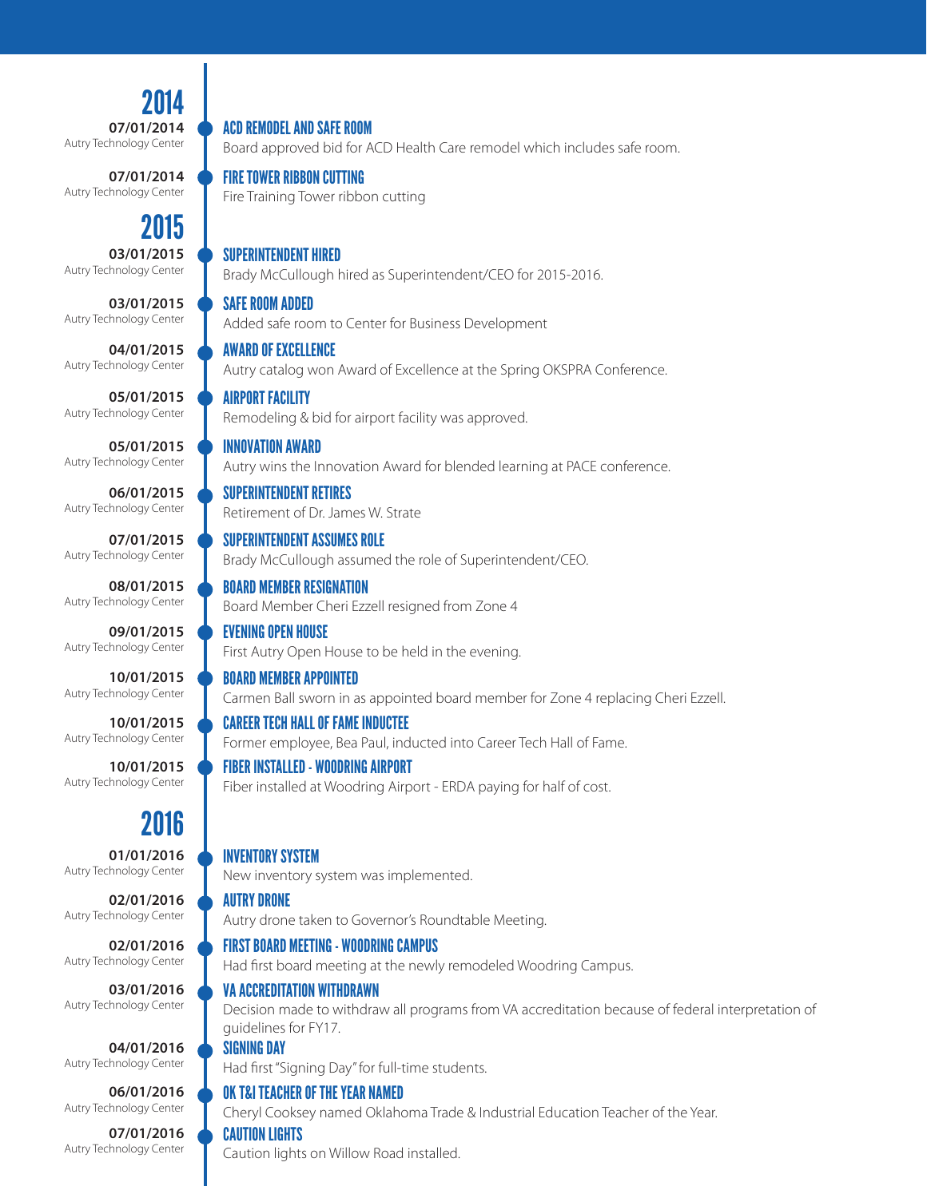## 2014

**07/01/2014**
Autry Technology Center

### ACD REMODEL AND SAFE ROOM
Board approved bid for ACD Health Care remodel which includes safe room.

**07/01/2014**
Autry Technology Center

### FIRE TOWER RIBBON CUTTING
Fire Training Tower ribbon cutting

## 2015

**03/01/2015**
Autry Technology Center

### SUPERINTENDENT HIRED
Brady McCullough hired as Superintendent/CEO for 2015-2016.

**03/01/2015**
Autry Technology Center

### SAFE ROOM ADDED
Added safe room to Center for Business Development

**04/01/2015**
Autry Technology Center

### AWARD OF EXCELLENCE
Autry catalog won Award of Excellence at the Spring OKSPRA Conference.

**05/01/2015**
Autry Technology Center

### AIRPORT FACILITY
Remodeling & bid for airport facility was approved.

**05/01/2015**
Autry Technology Center

### INNOVATION AWARD
Autry wins the Innovation Award for blended learning at PACE conference.

**06/01/2015**
Autry Technology Center

### SUPERINTENDENT RETIRES
Retirement of Dr. James W. Strate

**07/01/2015**
Autry Technology Center

### SUPERINTENDENT ASSUMES ROLE
Brady McCullough assumed the role of Superintendent/CEO.

**08/01/2015**
Autry Technology Center

### BOARD MEMBER RESIGNATION
Board Member Cheri Ezzell resigned from Zone 4

**09/01/2015**
Autry Technology Center

### EVENING OPEN HOUSE
First Autry Open House to be held in the evening.

**10/01/2015**
Autry Technology Center

### BOARD MEMBER APPOINTED
Carmen Ball sworn in as appointed board member for Zone 4 replacing Cheri Ezzell.

**10/01/2015**
Autry Technology Center

### CAREER TECH HALL OF FAME INDUCTEE
Former employee, Bea Paul, inducted into Career Tech Hall of Fame.

**10/01/2015**
Autry Technology Center

### FIBER INSTALLED - WOODRING AIRPORT
Fiber installed at Woodring Airport - ERDA paying for half of cost.

## 2016

**01/01/2016**
Autry Technology Center

### INVENTORY SYSTEM
New inventory system was implemented.

**02/01/2016**
Autry Technology Center

### AUTRY DRONE
Autry drone taken to Governor's Roundtable Meeting.

**02/01/2016**
Autry Technology Center

### FIRST BOARD MEETING - WOODRING CAMPUS
Had first board meeting at the newly remodeled Woodring Campus.

**03/01/2016**
Autry Technology Center

### VA ACCREDITATION WITHDRAWN
Decision made to withdraw all programs from VA accreditation because of federal interpretation of guidelines for FY17.

**04/01/2016**
Autry Technology Center

### SIGNING DAY
Had first "Signing Day" for full-time students.

**06/01/2016**
Autry Technology Center

### OK T&I TEACHER OF THE YEAR NAMED
Cheryl Cooksey named Oklahoma Trade & Industrial Education Teacher of the Year.

**07/01/2016**
Autry Technology Center

### CAUTION LIGHTS
Caution lights on Willow Road installed.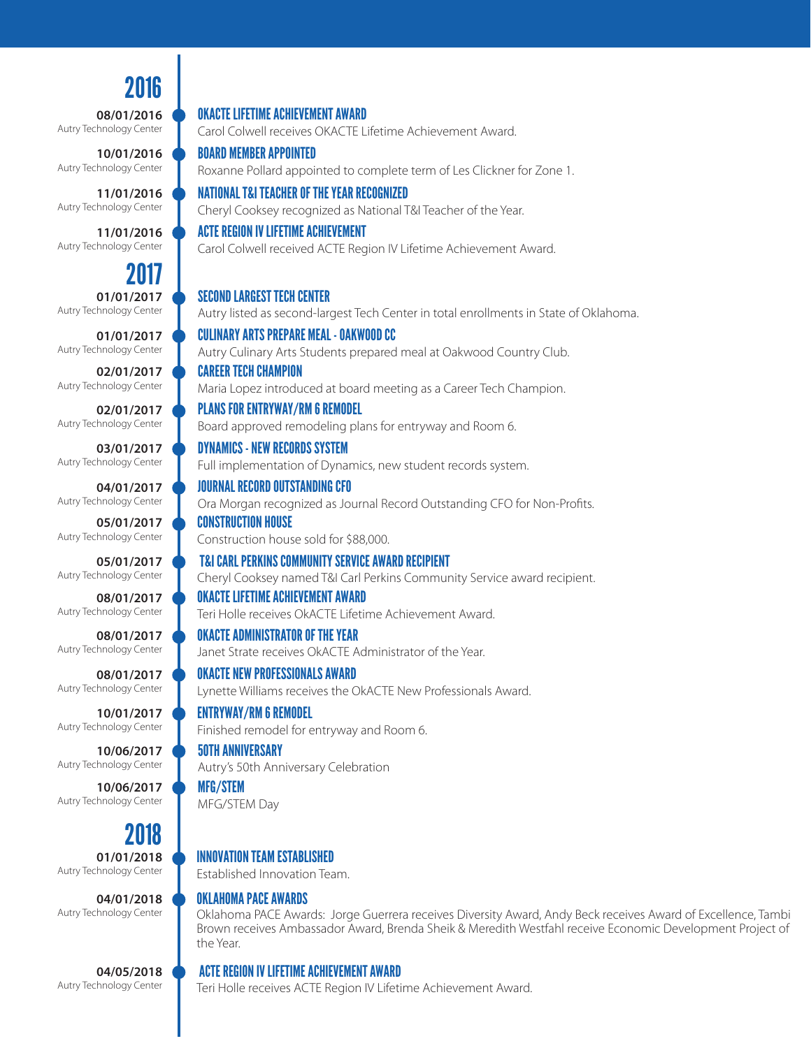## 2016

**08/01/2016**
Autry Technology Center

### OKACTE LIFETIME ACHIEVEMENT AWARD
Carol Colwell receives OKACTE Lifetime Achievement Award.

**10/01/2016**
Autry Technology Center

### BOARD MEMBER APPOINTED
Roxanne Pollard appointed to complete term of Les Clickner for Zone 1.

**11/01/2016**
Autry Technology Center

### NATIONAL T&I TEACHER OF THE YEAR RECOGNIZED
Cheryl Cooksey recognized as National T&I Teacher of the Year.

**11/01/2016**
Autry Technology Center

### ACTE REGION IV LIFETIME ACHIEVEMENT
Carol Colwell received ACTE Region IV Lifetime Achievement Award.

## 2017

**01/01/2017**
Autry Technology Center

### SECOND LARGEST TECH CENTER
Autry listed as second-largest Tech Center in total enrollments in State of Oklahoma.

**01/01/2017**
Autry Technology Center

### CULINARY ARTS PREPARE MEAL - OAKWOOD CC
Autry Culinary Arts Students prepared meal at Oakwood Country Club.

**02/01/2017**
Autry Technology Center

### CAREER TECH CHAMPION
Maria Lopez introduced at board meeting as a Career Tech Champion.

**02/01/2017**
Autry Technology Center

### PLANS FOR ENTRYWAY/RM 6 REMODEL
Board approved remodeling plans for entryway and Room 6.

**03/01/2017**
Autry Technology Center

### DYNAMICS - NEW RECORDS SYSTEM
Full implementation of Dynamics, new student records system.

**04/01/2017**
Autry Technology Center

### JOURNAL RECORD OUTSTANDING CFO
Ora Morgan recognized as Journal Record Outstanding CFO for Non-Profits.

**05/01/2017**
Autry Technology Center

### CONSTRUCTION HOUSE
Construction house sold for $88,000.

**05/01/2017**
Autry Technology Center

### T&I CARL PERKINS COMMUNITY SERVICE AWARD RECIPIENT
Cheryl Cooksey named T&I Carl Perkins Community Service award recipient.

**08/01/2017**
Autry Technology Center

### OKACTE LIFETIME ACHIEVEMENT AWARD
Teri Holle receives OkACTE Lifetime Achievement Award.

**08/01/2017**
Autry Technology Center

### OKACTE ADMINISTRATOR OF THE YEAR
Janet Strate receives OkACTE Administrator of the Year.

**08/01/2017**
Autry Technology Center

### OKACTE NEW PROFESSIONALS AWARD
Lynette Williams receives the OkACTE New Professionals Award.

**10/01/2017**
Autry Technology Center

### ENTRYWAY/RM 6 REMODEL
Finished remodel for entryway and Room 6.

**10/06/2017**
Autry Technology Center

### 50TH ANNIVERSARY
Autry's 50th Anniversary Celebration

**10/06/2017**
Autry Technology Center

### MFG/STEM
MFG/STEM Day

## 2018

**01/01/2018**
Autry Technology Center

### INNOVATION TEAM ESTABLISHED
Established Innovation Team.

**04/01/2018**
Autry Technology Center

### OKLAHOMA PACE AWARDS
Oklahoma PACE Awards: Jorge Guerrera receives Diversity Award, Andy Beck receives Award of Excellence, Tambi Brown receives Ambassador Award, Brenda Sheik & Meredith Westfahl receive Economic Development Project of the Year.

**04/05/2018**
Autry Technology Center

### ACTE REGION IV LIFETIME ACHIEVEMENT AWARD
Teri Holle receives ACTE Region IV Lifetime Achievement Award.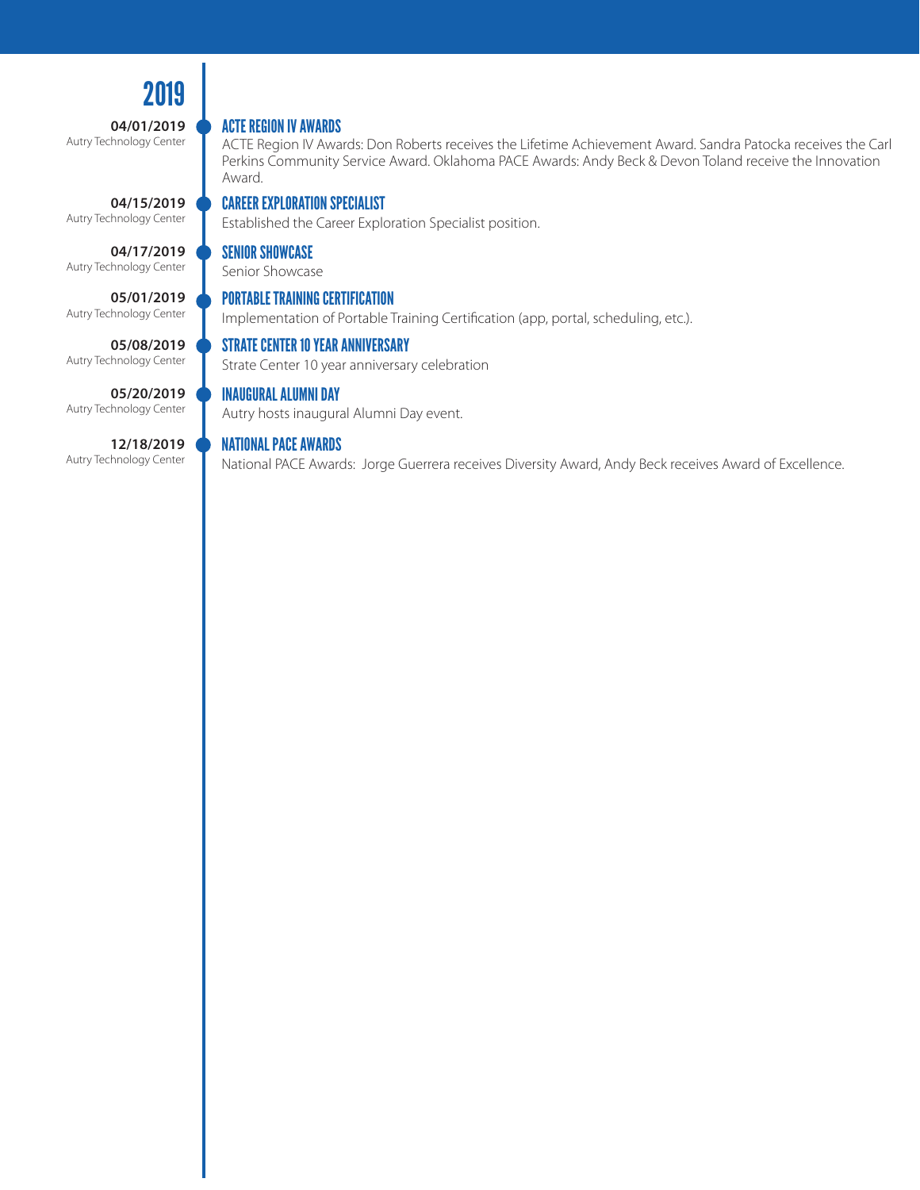# 2019

**04/01/2019**
Autry Technology Center

### ACTE REGION IV AWARDS

ACTE Region IV Awards: Don Roberts receives the Lifetime Achievement Award. Sandra Patocka receives the Carl Perkins Community Service Award. Oklahoma PACE Awards: Andy Beck & Devon Toland receive the Innovation Award.

**04/15/2019**
Autry Technology Center

### CAREER EXPLORATION SPECIALIST

Established the Career Exploration Specialist position.

**04/17/2019**
Autry Technology Center

### SENIOR SHOWCASE

Senior Showcase

**05/01/2019**
Autry Technology Center

### PORTABLE TRAINING CERTIFICATION

Implementation of Portable Training Certification (app, portal, scheduling, etc.).

**05/08/2019**
Autry Technology Center

### STRATE CENTER 10 YEAR ANNIVERSARY

Strate Center 10 year anniversary celebration

**05/20/2019**
Autry Technology Center

### INAUGURAL ALUMNI DAY

Autry hosts inaugural Alumni Day event.

**12/18/2019**
Autry Technology Center

### NATIONAL PACE AWARDS

National PACE Awards: Jorge Guerrera receives Diversity Award, Andy Beck receives Award of Excellence.